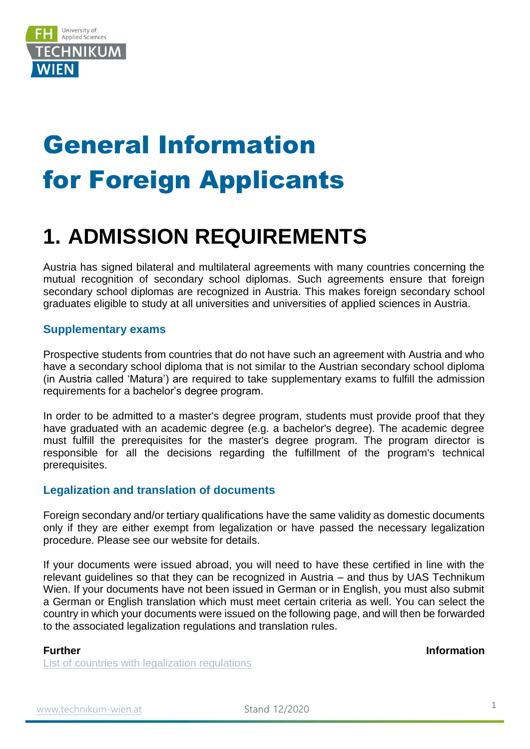# General Information for Foreign Applicants

## 1. ADMISSION REQUIREMENTS

Austria has signed bilateral and multilateral agreements with many countries concerning the mutual recognition of secondary school diplomas. Such agreements ensure that foreign secondary school diplomas are recognized in Austria. This makes foreign secondary school graduates eligible to study at all universities and universities of applied sciences in Austria.

### Supplementary exams

Prospective students from countries that do not have such an agreement with Austria and who have a secondary school diploma that is not similar to the Austrian secondary school diploma (in Austria called 'Matura') are required to take supplementary exams to fulfill the admission requirements for a bachelor's degree program.

In order to be admitted to a master's degree program, students must provide proof that they have graduated with an academic degree (e.g. a bachelor's degree). The academic degree must fulfill the prerequisites for the master's degree program. The program director is responsible for all the decisions regarding the fulfillment of the program's technical prerequisites.

### Legalization and translation of documents

Foreign secondary and/or tertiary qualifications have the same validity as domestic documents only if they are either exempt from legalization or have passed the necessary legalization procedure. Please see our website for details.

If your documents were issued abroad, you will need to have these certified in line with the relevant guidelines so that they can be recognized in Austria – and thus by UAS Technikum Wien. If your documents have not been issued in German or in English, you must also submit a German or English translation which must meet certain criteria as well. You can select the country in which your documents were issued on the following page, and will then be forwarded to the associated legalization regulations and translation rules.

**Further Information**

List of countries with legalization regulations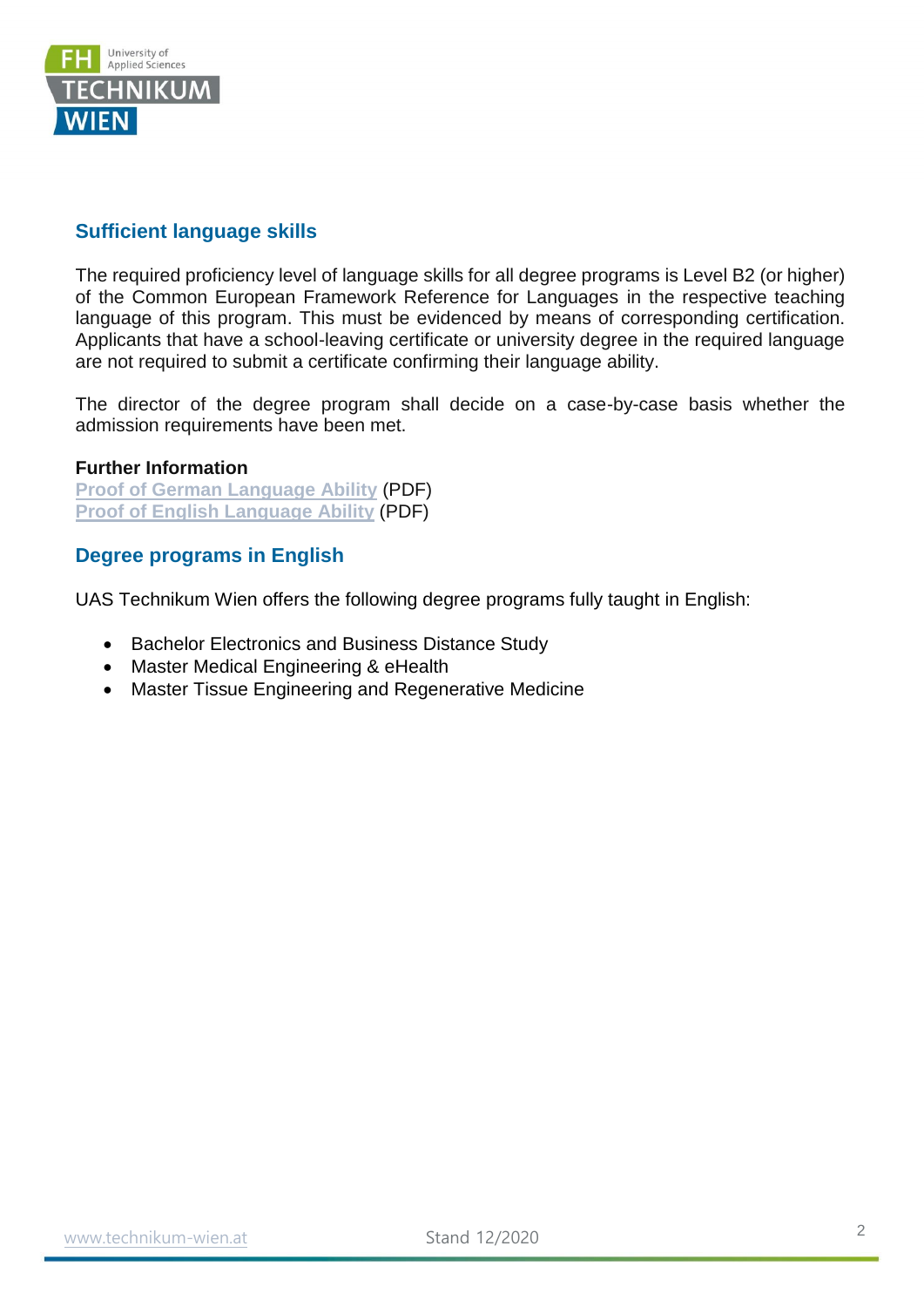## Sufficient language skills

The required proficiency level of language skills for all degree programs is Level B2 (or higher) of the Common European Framework Reference for Languages in the respective teaching language of this program. This must be evidenced by means of corresponding certification. Applicants that have a school-leaving certificate or university degree in the required language are not required to submit a certificate confirming their language ability.

The director of the degree program shall decide on a case-by-case basis whether the admission requirements have been met.

**Further Information**
Proof of German Language Ability (PDF)
Proof of English Language Ability (PDF)

## Degree programs in English

UAS Technikum Wien offers the following degree programs fully taught in English:

- Bachelor Electronics and Business Distance Study
- Master Medical Engineering & eHealth
- Master Tissue Engineering and Regenerative Medicine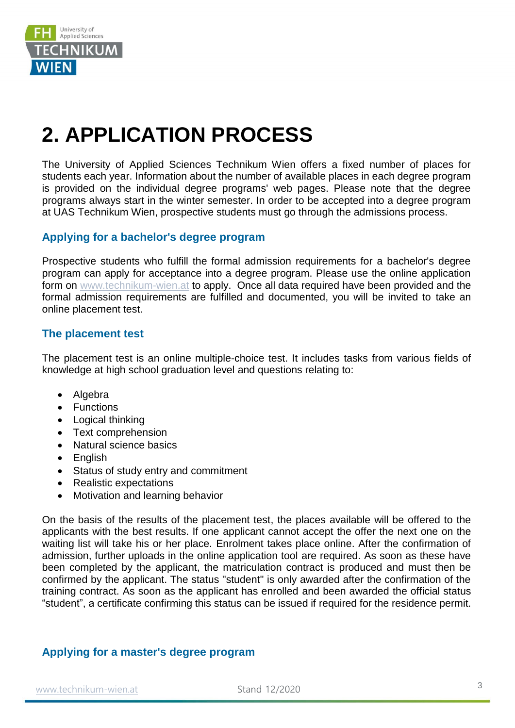# 2. APPLICATION PROCESS

The University of Applied Sciences Technikum Wien offers a fixed number of places for students each year. Information about the number of available places in each degree program is provided on the individual degree programs' web pages. Please note that the degree programs always start in the winter semester. In order to be accepted into a degree program at UAS Technikum Wien, prospective students must go through the admissions process.

## Applying for a bachelor's degree program

Prospective students who fulfill the formal admission requirements for a bachelor's degree program can apply for acceptance into a degree program. Please use the online application form on www.technikum-wien.at to apply. Once all data required have been provided and the formal admission requirements are fulfilled and documented, you will be invited to take an online placement test.

## The placement test

The placement test is an online multiple-choice test. It includes tasks from various fields of knowledge at high school graduation level and questions relating to:

- Algebra
- Functions
- Logical thinking
- Text comprehension
- Natural science basics
- English
- Status of study entry and commitment
- Realistic expectations
- Motivation and learning behavior

On the basis of the results of the placement test, the places available will be offered to the applicants with the best results. If one applicant cannot accept the offer the next one on the waiting list will take his or her place. Enrolment takes place online. After the confirmation of admission, further uploads in the online application tool are required. As soon as these have been completed by the applicant, the matriculation contract is produced and must then be confirmed by the applicant. The status "student" is only awarded after the confirmation of the training contract. As soon as the applicant has enrolled and been awarded the official status "student", a certificate confirming this status can be issued if required for the residence permit.

## Applying for a master's degree program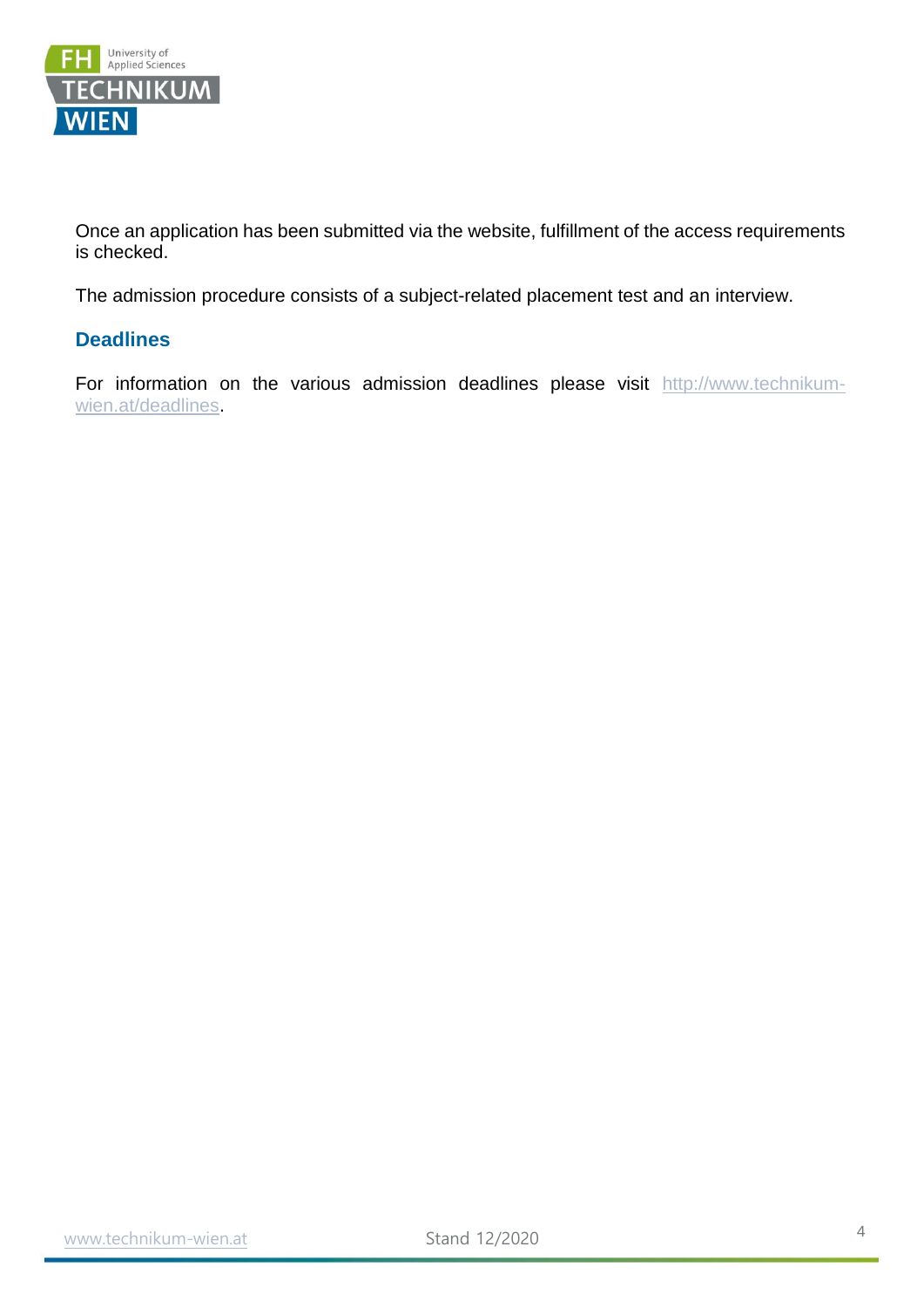Once an application has been submitted via the website, fulfillment of the access requirements is checked.

The admission procedure consists of a subject-related placement test and an interview.

### Deadlines

For information on the various admission deadlines please visit http://www.technikum-wien.at/deadlines.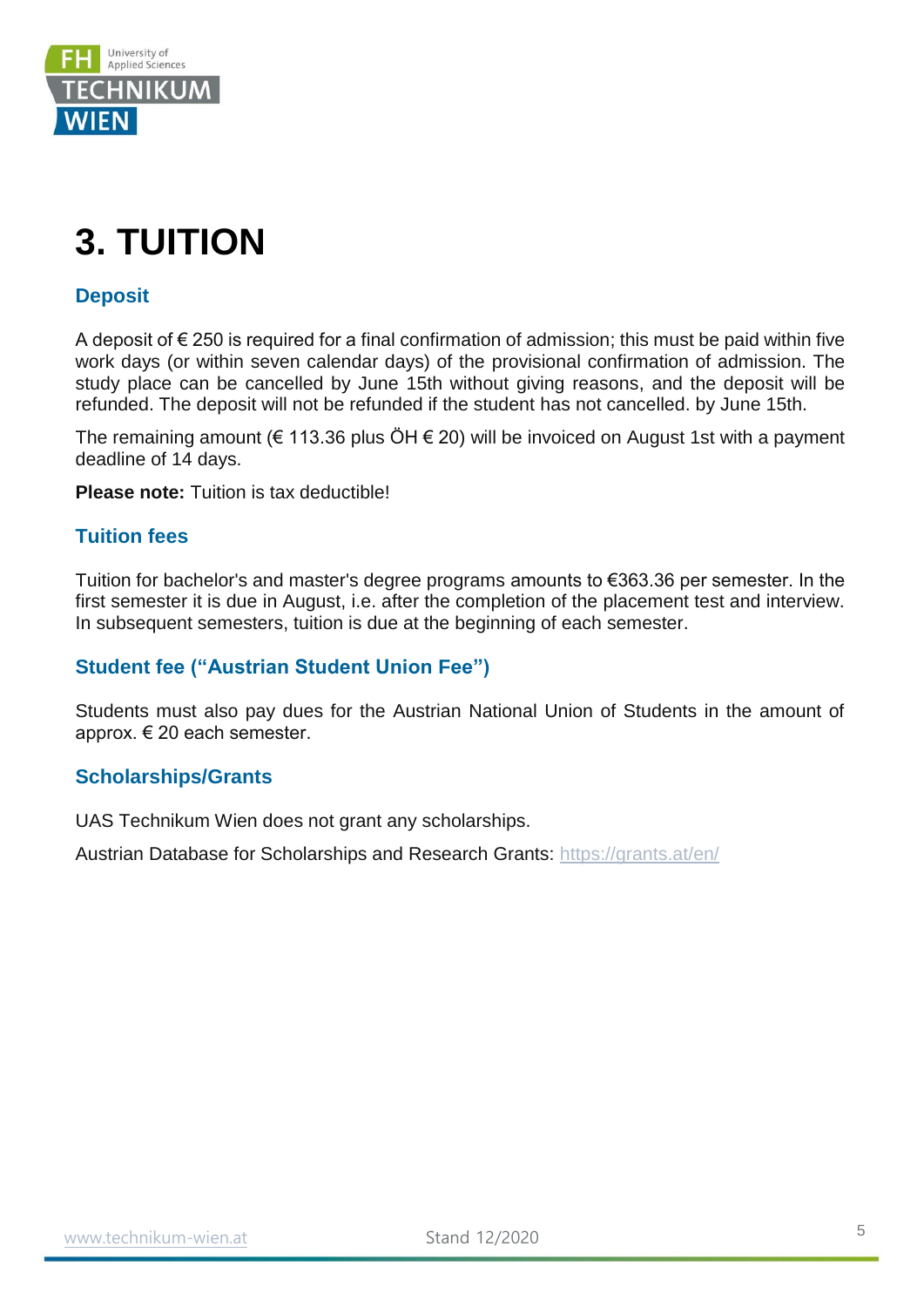# 3. TUITION

## Deposit

A deposit of € 250 is required for a final confirmation of admission; this must be paid within five work days (or within seven calendar days) of the provisional confirmation of admission. The study place can be cancelled by June 15th without giving reasons, and the deposit will be refunded. The deposit will not be refunded if the student has not cancelled. by June 15th.

The remaining amount (€ 113.36 plus ÖH € 20) will be invoiced on August 1st with a payment deadline of 14 days.

**Please note:** Tuition is tax deductible!

## Tuition fees

Tuition for bachelor's and master's degree programs amounts to €363.36 per semester. In the first semester it is due in August, i.e. after the completion of the placement test and interview. In subsequent semesters, tuition is due at the beginning of each semester.

## Student fee ("Austrian Student Union Fee")

Students must also pay dues for the Austrian National Union of Students in the amount of approx. € 20 each semester.

## Scholarships/Grants

UAS Technikum Wien does not grant any scholarships.

Austrian Database for Scholarships and Research Grants: https://grants.at/en/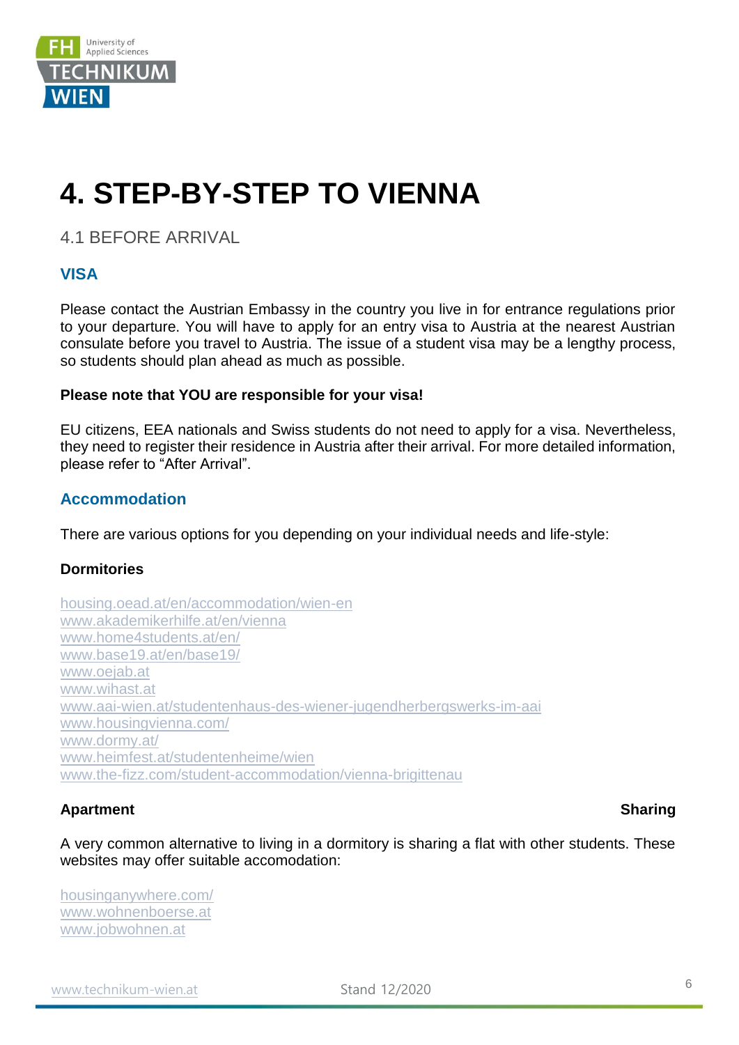# 4. STEP-BY-STEP TO VIENNA

## 4.1 BEFORE ARRIVAL

### VISA

Please contact the Austrian Embassy in the country you live in for entrance regulations prior to your departure. You will have to apply for an entry visa to Austria at the nearest Austrian consulate before you travel to Austria. The issue of a student visa may be a lengthy process, so students should plan ahead as much as possible.

**Please note that YOU are responsible for your visa!**

EU citizens, EEA nationals and Swiss students do not need to apply for a visa. Nevertheless, they need to register their residence in Austria after their arrival. For more detailed information, please refer to "After Arrival".

### Accommodation

There are various options for you depending on your individual needs and life-style:

**Dormitories**

housing.oead.at/en/accommodation/wien-en
www.akademikerhilfe.at/en/vienna
www.home4students.at/en/
www.base19.at/en/base19/
www.oejab.at
www.wihast.at
www.aai-wien.at/studentenhaus-des-wiener-jugendherbergswerks-im-aai
www.housingvienna.com/
www.dormy.at/
www.heimfest.at/studentenheime/wien
www.the-fizz.com/student-accommodation/vienna-brigittenau

**Apartment Sharing**

A very common alternative to living in a dormitory is sharing a flat with other students. These websites may offer suitable accomodation:

housinganywhere.com/
www.wohnenboerse.at
www.jobwohnen.at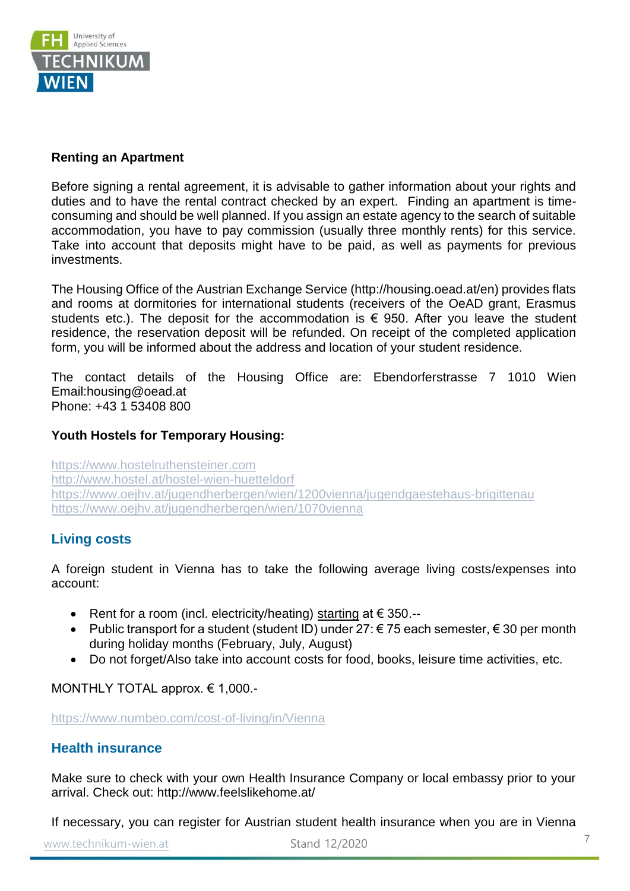**Renting an Apartment**

Before signing a rental agreement, it is advisable to gather information about your rights and duties and to have the rental contract checked by an expert. Finding an apartment is time-consuming and should be well planned. If you assign an estate agency to the search of suitable accommodation, you have to pay commission (usually three monthly rents) for this service. Take into account that deposits might have to be paid, as well as payments for previous investments.

The Housing Office of the Austrian Exchange Service (http://housing.oead.at/en) provides flats and rooms at dormitories for international students (receivers of the OeAD grant, Erasmus students etc.). The deposit for the accommodation is € 950. After you leave the student residence, the reservation deposit will be refunded. On receipt of the completed application form, you will be informed about the address and location of your student residence.

The contact details of the Housing Office are: Ebendorferstrasse 7 1010 Wien
Email:housing@oead.at
Phone: +43 1 53408 800

**Youth Hostels for Temporary Housing:**

https://www.hostelruthensteiner.com
http://www.hostel.at/hostel-wien-huetteldorf
https://www.oejhv.at/jugendherbergen/wien/1200vienna/jugendgaestehaus-brigittenau
https://www.oejhv.at/jugendherbergen/wien/1070vienna

## Living costs

A foreign student in Vienna has to take the following average living costs/expenses into account:

- Rent for a room (incl. electricity/heating) starting at € 350.--
- Public transport for a student (student ID) under 27: € 75 each semester, € 30 per month during holiday months (February, July, August)
- Do not forget/Also take into account costs for food, books, leisure time activities, etc.

MONTHLY TOTAL approx. € 1,000.-

https://www.numbeo.com/cost-of-living/in/Vienna

## Health insurance

Make sure to check with your own Health Insurance Company or local embassy prior to your arrival. Check out: http://www.feelslikehome.at/

If necessary, you can register for Austrian student health insurance when you are in Vienna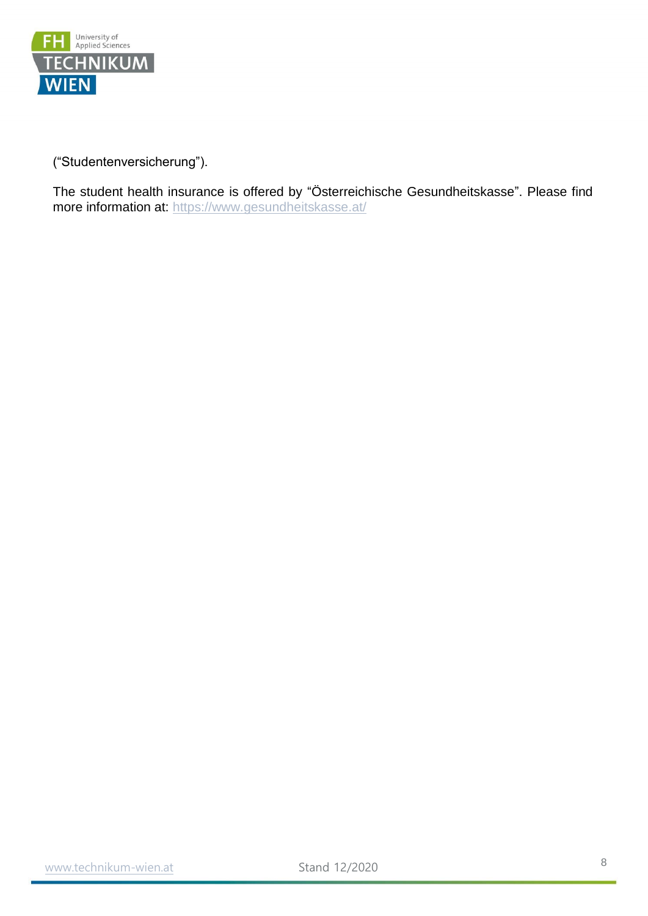("Studentenversicherung").

The student health insurance is offered by "Österreichische Gesundheitskasse". Please find more information at: https://www.gesundheitskasse.at/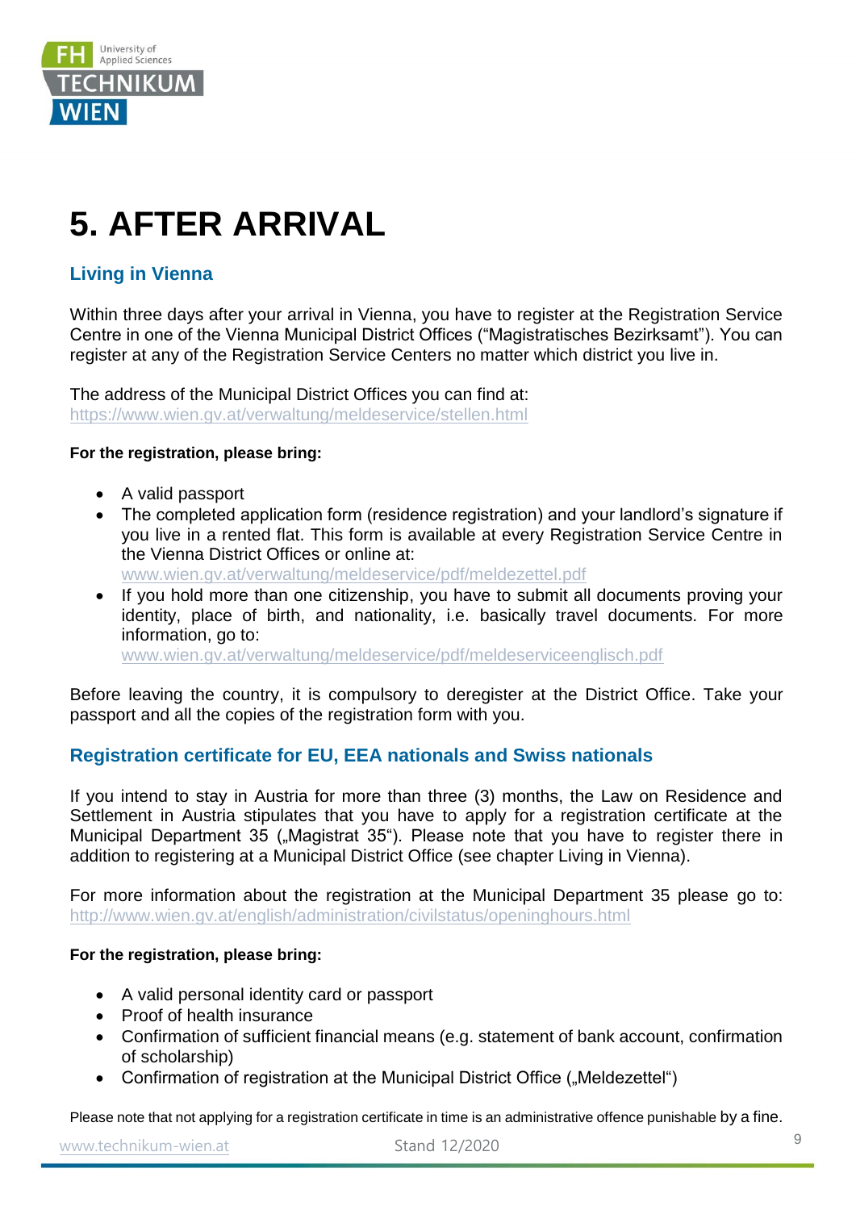# 5. AFTER ARRIVAL

## Living in Vienna

Within three days after your arrival in Vienna, you have to register at the Registration Service Centre in one of the Vienna Municipal District Offices ("Magistratisches Bezirksamt"). You can register at any of the Registration Service Centers no matter which district you live in.

The address of the Municipal District Offices you can find at:
https://www.wien.gv.at/verwaltung/meldeservice/stellen.html

**For the registration, please bring:**

- A valid passport
- The completed application form (residence registration) and your landlord's signature if you live in a rented flat. This form is available at every Registration Service Centre in the Vienna District Offices or online at:
  www.wien.gv.at/verwaltung/meldeservice/pdf/meldezettel.pdf
- If you hold more than one citizenship, you have to submit all documents proving your identity, place of birth, and nationality, i.e. basically travel documents. For more information, go to:
  www.wien.gv.at/verwaltung/meldeservice/pdf/meldeserviceenglisch.pdf

Before leaving the country, it is compulsory to deregister at the District Office. Take your passport and all the copies of the registration form with you.

## Registration certificate for EU, EEA nationals and Swiss nationals

If you intend to stay in Austria for more than three (3) months, the Law on Residence and Settlement in Austria stipulates that you have to apply for a registration certificate at the Municipal Department 35 („Magistrat 35"). Please note that you have to register there in addition to registering at a Municipal District Office (see chapter Living in Vienna).

For more information about the registration at the Municipal Department 35 please go to: http://www.wien.gv.at/english/administration/civilstatus/openinghours.html

**For the registration, please bring:**

- A valid personal identity card or passport
- Proof of health insurance
- Confirmation of sufficient financial means (e.g. statement of bank account, confirmation of scholarship)
- Confirmation of registration at the Municipal District Office („Meldezettel")

Please note that not applying for a registration certificate in time is an administrative offence punishable by a fine.